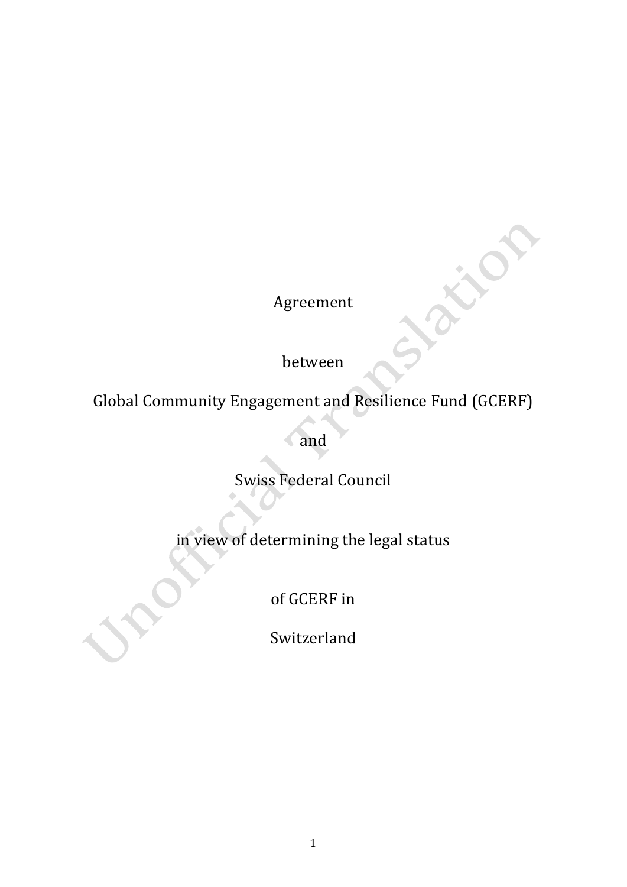Agreement

between

Global Community Engagement and Resilience Fund (GCERF)

and

Swiss Federal Council

in view of determining the legal status

of GCERF in

Switzerland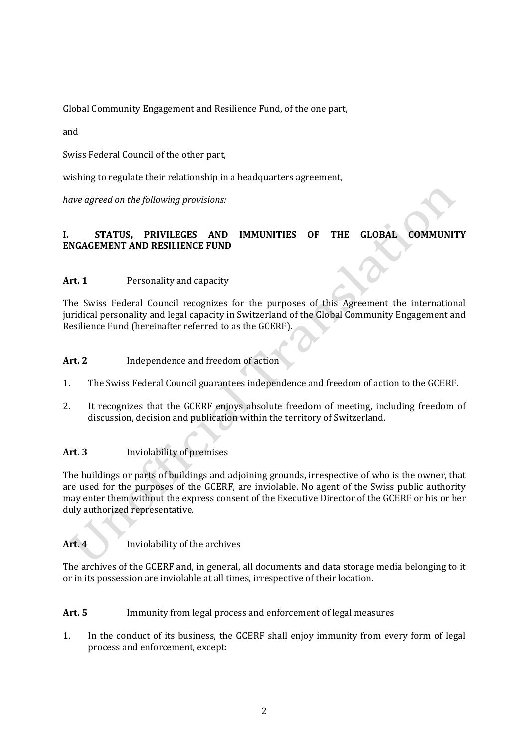Global Community Engagement and Resilience Fund, of the one part,

and

Swiss Federal Council of the other part,

wishing to regulate their relationship in a headquarters agreement,

*have agreed on the following provisions:*

## I. STATUS, PRIVILEGES AND IMMUNITIES OF THE GLOBAL COMMUNITY ENGAGEMENT AND RESILIENCE FUND

**Art. 1** Personality and capacity

The Swiss Federal Council recognizes for the purposes of this Agreement the international juridical personality and legal capacity in Switzerland of the Global Community Engagement and Resilience Fund (hereinafter referred to as the GCERF).

**Art. 2** Independence and freedom of action

1. The Swiss Federal Council guarantees independence and freedom of action to the GCERF.
2. It recognizes that the GCERF enjoys absolute freedom of meeting, including freedom of discussion, decision and publication within the territory of Switzerland.

**Art. 3** Inviolability of premises

The buildings or parts of buildings and adjoining grounds, irrespective of who is the owner, that are used for the purposes of the GCERF, are inviolable. No agent of the Swiss public authority may enter them without the express consent of the Executive Director of the GCERF or his or her duly authorized representative.

**Art. 4** Inviolability of the archives

The archives of the GCERF and, in general, all documents and data storage media belonging to it or in its possession are inviolable at all times, irrespective of their location.

**Art. 5** Immunity from legal process and enforcement of legal measures

1. In the conduct of its business, the GCERF shall enjoy immunity from every form of legal process and enforcement, except: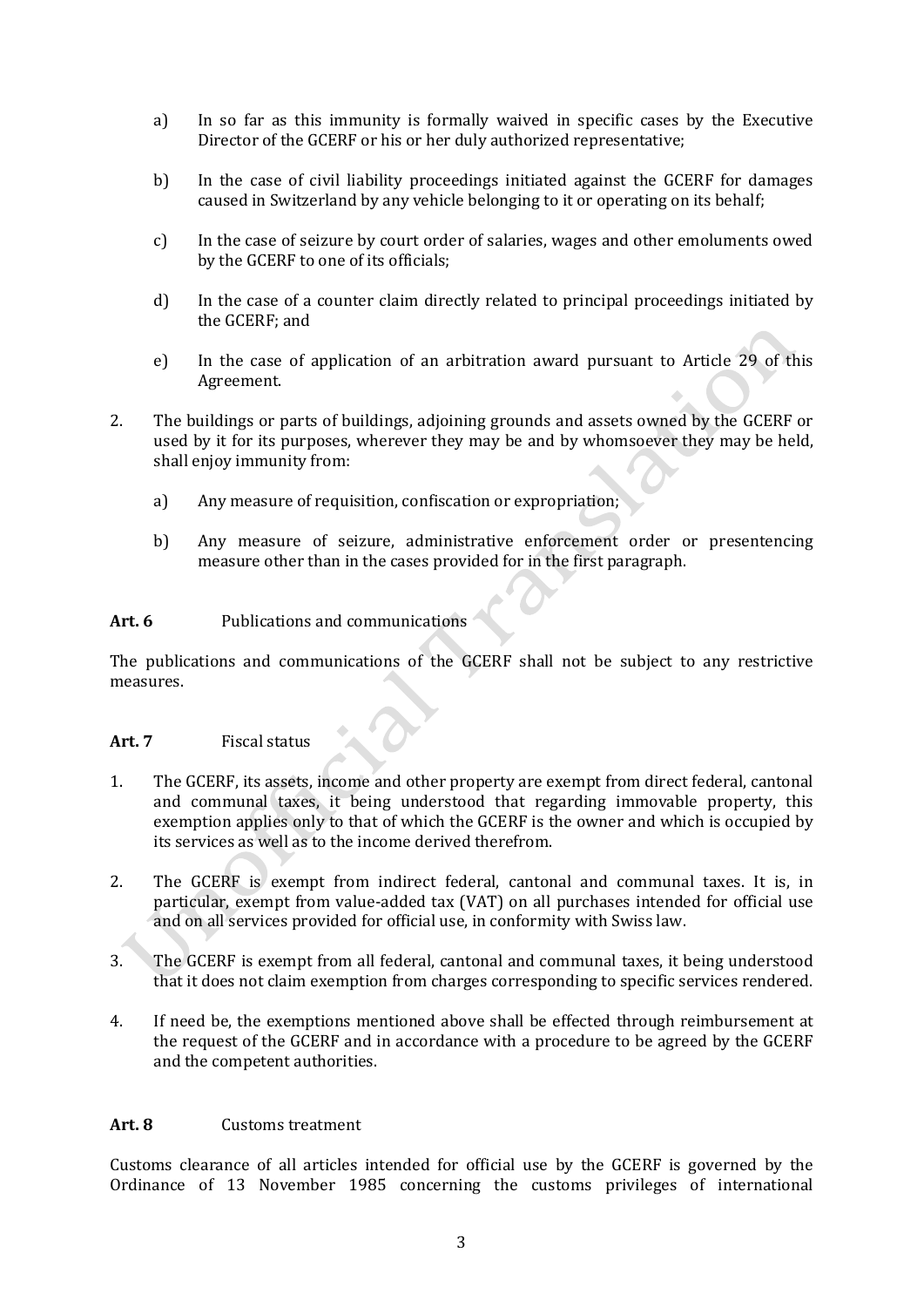a) In so far as this immunity is formally waived in specific cases by the Executive Director of the GCERF or his or her duly authorized representative;

b) In the case of civil liability proceedings initiated against the GCERF for damages caused in Switzerland by any vehicle belonging to it or operating on its behalf;

c) In the case of seizure by court order of salaries, wages and other emoluments owed by the GCERF to one of its officials;

d) In the case of a counter claim directly related to principal proceedings initiated by the GCERF; and

e) In the case of application of an arbitration award pursuant to Article 29 of this Agreement.

2. The buildings or parts of buildings, adjoining grounds and assets owned by the GCERF or used by it for its purposes, wherever they may be and by whomsoever they may be held, shall enjoy immunity from:

   a) Any measure of requisition, confiscation or expropriation;

   b) Any measure of seizure, administrative enforcement order or presentencing measure other than in the cases provided for in the first paragraph.

**Art. 6** Publications and communications

The publications and communications of the GCERF shall not be subject to any restrictive measures.

**Art. 7** Fiscal status

1. The GCERF, its assets, income and other property are exempt from direct federal, cantonal and communal taxes, it being understood that regarding immovable property, this exemption applies only to that of which the GCERF is the owner and which is occupied by its services as well as to the income derived therefrom.

2. The GCERF is exempt from indirect federal, cantonal and communal taxes. It is, in particular, exempt from value-added tax (VAT) on all purchases intended for official use and on all services provided for official use, in conformity with Swiss law.

3. The GCERF is exempt from all federal, cantonal and communal taxes, it being understood that it does not claim exemption from charges corresponding to specific services rendered.

4. If need be, the exemptions mentioned above shall be effected through reimbursement at the request of the GCERF and in accordance with a procedure to be agreed by the GCERF and the competent authorities.

**Art. 8** Customs treatment

Customs clearance of all articles intended for official use by the GCERF is governed by the Ordinance of 13 November 1985 concerning the customs privileges of international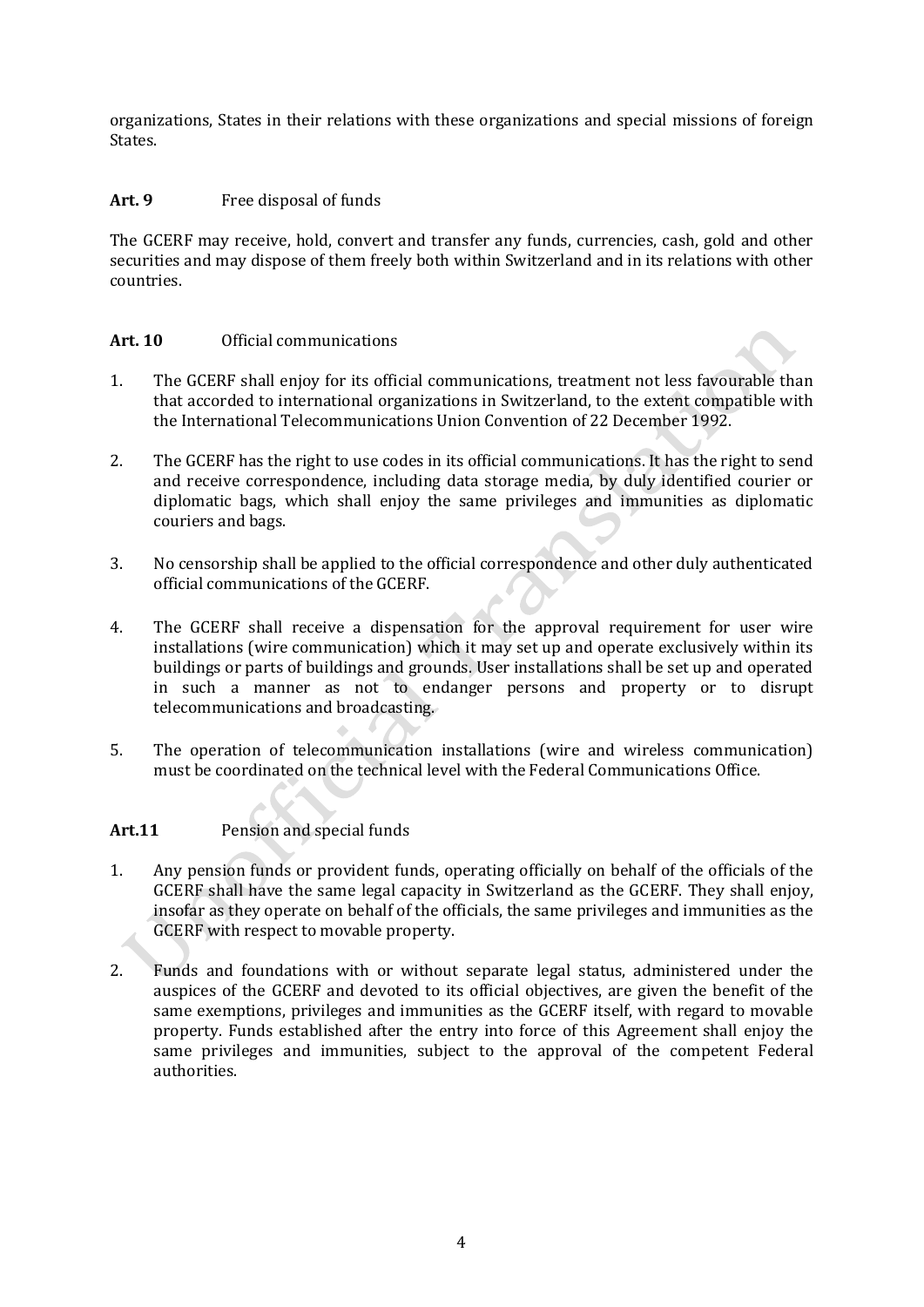organizations, States in their relations with these organizations and special missions of foreign States.

**Art. 9** Free disposal of funds

The GCERF may receive, hold, convert and transfer any funds, currencies, cash, gold and other securities and may dispose of them freely both within Switzerland and in its relations with other countries.

**Art. 10** Official communications

1. The GCERF shall enjoy for its official communications, treatment not less favourable than that accorded to international organizations in Switzerland, to the extent compatible with the International Telecommunications Union Convention of 22 December 1992.

2. The GCERF has the right to use codes in its official communications. It has the right to send and receive correspondence, including data storage media, by duly identified courier or diplomatic bags, which shall enjoy the same privileges and immunities as diplomatic couriers and bags.

3. No censorship shall be applied to the official correspondence and other duly authenticated official communications of the GCERF.

4. The GCERF shall receive a dispensation for the approval requirement for user wire installations (wire communication) which it may set up and operate exclusively within its buildings or parts of buildings and grounds. User installations shall be set up and operated in such a manner as not to endanger persons and property or to disrupt telecommunications and broadcasting.

5. The operation of telecommunication installations (wire and wireless communication) must be coordinated on the technical level with the Federal Communications Office.

**Art.11** Pension and special funds

1. Any pension funds or provident funds, operating officially on behalf of the officials of the GCERF shall have the same legal capacity in Switzerland as the GCERF. They shall enjoy, insofar as they operate on behalf of the officials, the same privileges and immunities as the GCERF with respect to movable property.

2. Funds and foundations with or without separate legal status, administered under the auspices of the GCERF and devoted to its official objectives, are given the benefit of the same exemptions, privileges and immunities as the GCERF itself, with regard to movable property. Funds established after the entry into force of this Agreement shall enjoy the same privileges and immunities, subject to the approval of the competent Federal authorities.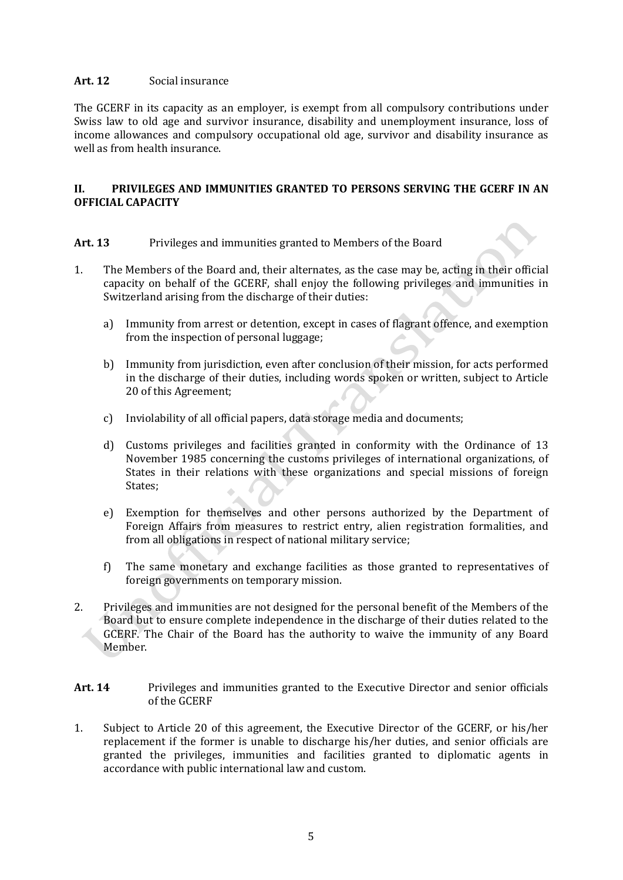**Art. 12** Social insurance

The GCERF in its capacity as an employer, is exempt from all compulsory contributions under Swiss law to old age and survivor insurance, disability and unemployment insurance, loss of income allowances and compulsory occupational old age, survivor and disability insurance as well as from health insurance.

## II. PRIVILEGES AND IMMUNITIES GRANTED TO PERSONS SERVING THE GCERF IN AN OFFICIAL CAPACITY

**Art. 13** Privileges and immunities granted to Members of the Board

1. The Members of the Board and, their alternates, as the case may be, acting in their official capacity on behalf of the GCERF, shall enjoy the following privileges and immunities in Switzerland arising from the discharge of their duties:

   a) Immunity from arrest or detention, except in cases of flagrant offence, and exemption from the inspection of personal luggage;

   b) Immunity from jurisdiction, even after conclusion of their mission, for acts performed in the discharge of their duties, including words spoken or written, subject to Article 20 of this Agreement;

   c) Inviolability of all official papers, data storage media and documents;

   d) Customs privileges and facilities granted in conformity with the Ordinance of 13 November 1985 concerning the customs privileges of international organizations, of States in their relations with these organizations and special missions of foreign States;

   e) Exemption for themselves and other persons authorized by the Department of Foreign Affairs from measures to restrict entry, alien registration formalities, and from all obligations in respect of national military service;

   f) The same monetary and exchange facilities as those granted to representatives of foreign governments on temporary mission.

2. Privileges and immunities are not designed for the personal benefit of the Members of the Board but to ensure complete independence in the discharge of their duties related to the GCERF. The Chair of the Board has the authority to waive the immunity of any Board Member.

**Art. 14** Privileges and immunities granted to the Executive Director and senior officials of the GCERF

1. Subject to Article 20 of this agreement, the Executive Director of the GCERF, or his/her replacement if the former is unable to discharge his/her duties, and senior officials are granted the privileges, immunities and facilities granted to diplomatic agents in accordance with public international law and custom.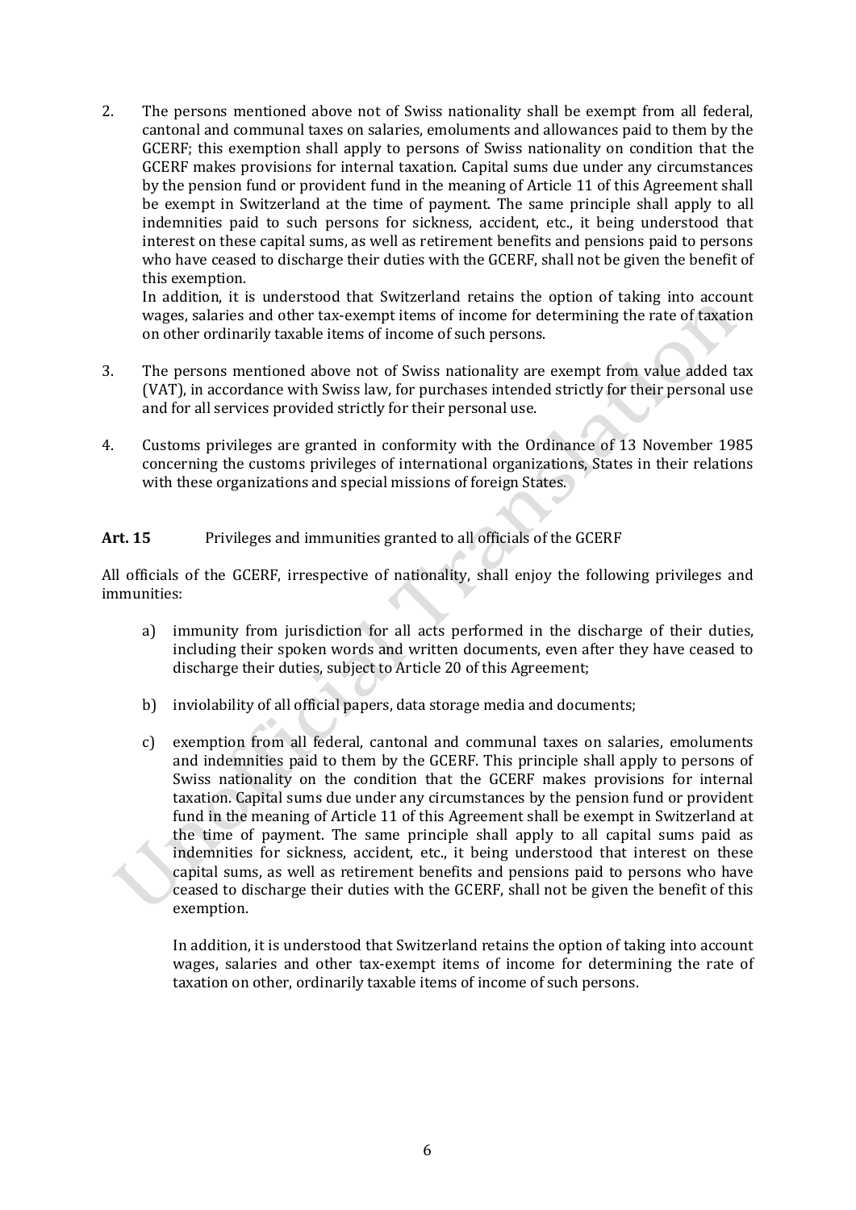2. The persons mentioned above not of Swiss nationality shall be exempt from all federal, cantonal and communal taxes on salaries, emoluments and allowances paid to them by the GCERF; this exemption shall apply to persons of Swiss nationality on condition that the GCERF makes provisions for internal taxation. Capital sums due under any circumstances by the pension fund or provident fund in the meaning of Article 11 of this Agreement shall be exempt in Switzerland at the time of payment. The same principle shall apply to all indemnities paid to such persons for sickness, accident, etc., it being understood that interest on these capital sums, as well as retirement benefits and pensions paid to persons who have ceased to discharge their duties with the GCERF, shall not be given the benefit of this exemption.

   In addition, it is understood that Switzerland retains the option of taking into account wages, salaries and other tax-exempt items of income for determining the rate of taxation on other ordinarily taxable items of income of such persons.

3. The persons mentioned above not of Swiss nationality are exempt from value added tax (VAT), in accordance with Swiss law, for purchases intended strictly for their personal use and for all services provided strictly for their personal use.

4. Customs privileges are granted in conformity with the Ordinance of 13 November 1985 concerning the customs privileges of international organizations, States in their relations with these organizations and special missions of foreign States.

**Art. 15** Privileges and immunities granted to all officials of the GCERF

All officials of the GCERF, irrespective of nationality, shall enjoy the following privileges and immunities:

a) immunity from jurisdiction for all acts performed in the discharge of their duties, including their spoken words and written documents, even after they have ceased to discharge their duties, subject to Article 20 of this Agreement;

b) inviolability of all official papers, data storage media and documents;

c) exemption from all federal, cantonal and communal taxes on salaries, emoluments and indemnities paid to them by the GCERF. This principle shall apply to persons of Swiss nationality on the condition that the GCERF makes provisions for internal taxation. Capital sums due under any circumstances by the pension fund or provident fund in the meaning of Article 11 of this Agreement shall be exempt in Switzerland at the time of payment. The same principle shall apply to all capital sums paid as indemnities for sickness, accident, etc., it being understood that interest on these capital sums, as well as retirement benefits and pensions paid to persons who have ceased to discharge their duties with the GCERF, shall not be given the benefit of this exemption.

   In addition, it is understood that Switzerland retains the option of taking into account wages, salaries and other tax-exempt items of income for determining the rate of taxation on other, ordinarily taxable items of income of such persons.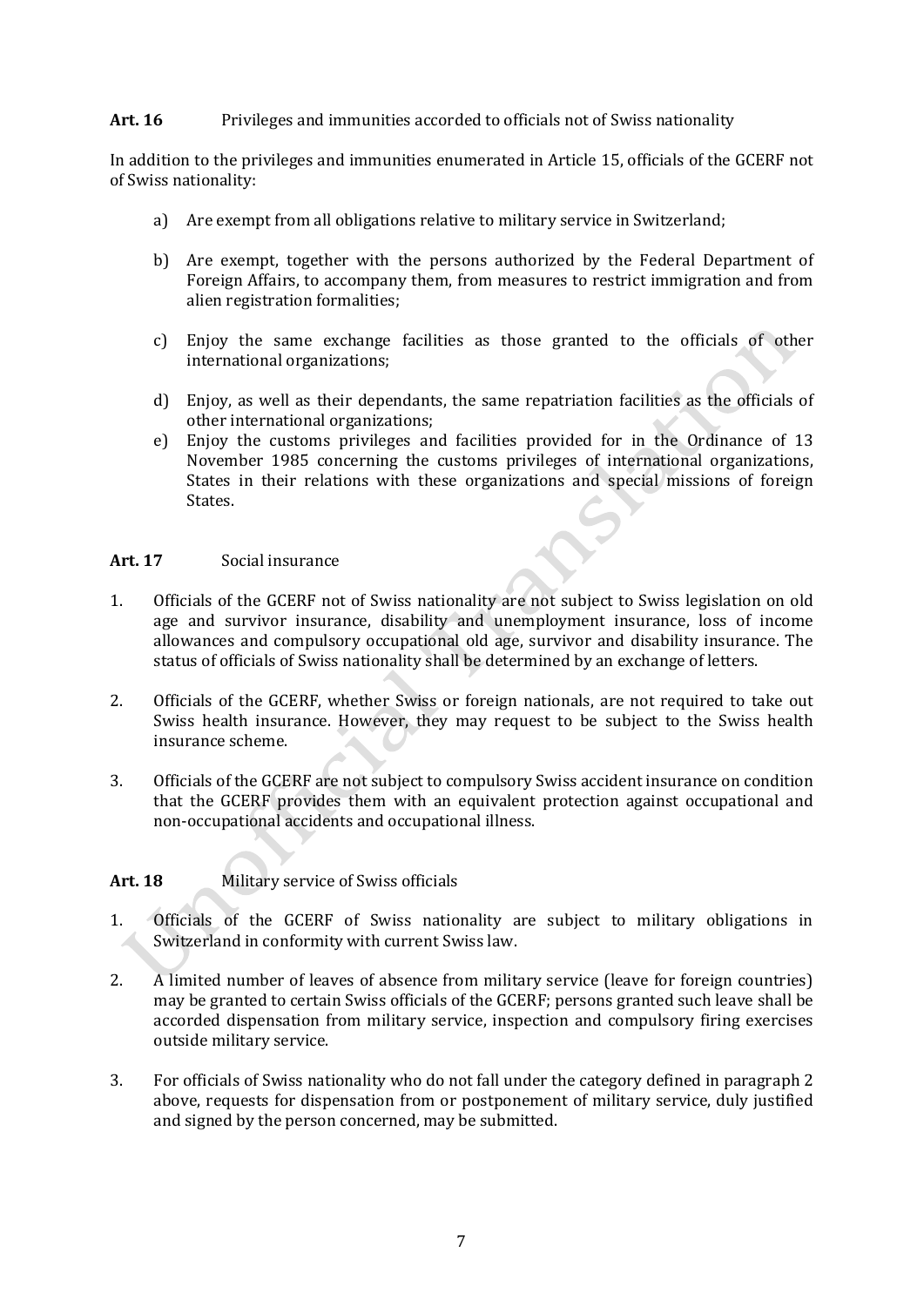**Art. 16** Privileges and immunities accorded to officials not of Swiss nationality

In addition to the privileges and immunities enumerated in Article 15, officials of the GCERF not of Swiss nationality:

a) Are exempt from all obligations relative to military service in Switzerland;

b) Are exempt, together with the persons authorized by the Federal Department of Foreign Affairs, to accompany them, from measures to restrict immigration and from alien registration formalities;

c) Enjoy the same exchange facilities as those granted to the officials of other international organizations;

d) Enjoy, as well as their dependants, the same repatriation facilities as the officials of other international organizations;

e) Enjoy the customs privileges and facilities provided for in the Ordinance of 13 November 1985 concerning the customs privileges of international organizations, States in their relations with these organizations and special missions of foreign States.

**Art. 17** Social insurance

1. Officials of the GCERF not of Swiss nationality are not subject to Swiss legislation on old age and survivor insurance, disability and unemployment insurance, loss of income allowances and compulsory occupational old age, survivor and disability insurance. The status of officials of Swiss nationality shall be determined by an exchange of letters.

2. Officials of the GCERF, whether Swiss or foreign nationals, are not required to take out Swiss health insurance. However, they may request to be subject to the Swiss health insurance scheme.

3. Officials of the GCERF are not subject to compulsory Swiss accident insurance on condition that the GCERF provides them with an equivalent protection against occupational and non-occupational accidents and occupational illness.

**Art. 18** Military service of Swiss officials

1. Officials of the GCERF of Swiss nationality are subject to military obligations in Switzerland in conformity with current Swiss law.

2. A limited number of leaves of absence from military service (leave for foreign countries) may be granted to certain Swiss officials of the GCERF; persons granted such leave shall be accorded dispensation from military service, inspection and compulsory firing exercises outside military service.

3. For officials of Swiss nationality who do not fall under the category defined in paragraph 2 above, requests for dispensation from or postponement of military service, duly justified and signed by the person concerned, may be submitted.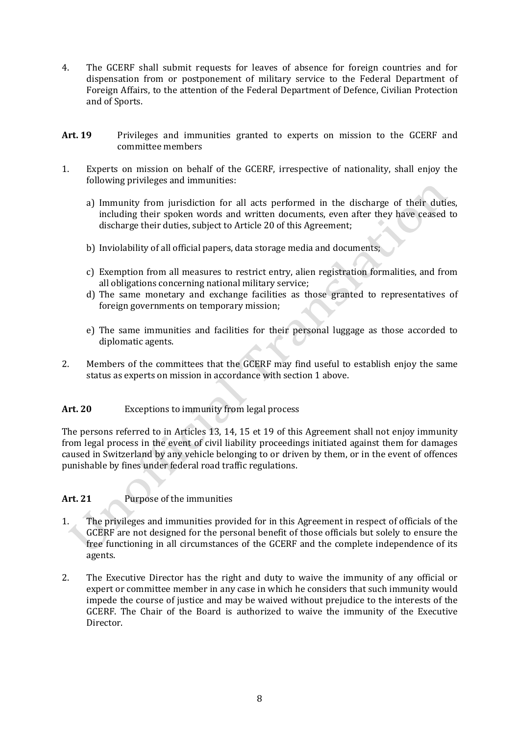4. The GCERF shall submit requests for leaves of absence for foreign countries and for dispensation from or postponement of military service to the Federal Department of Foreign Affairs, to the attention of the Federal Department of Defence, Civilian Protection and of Sports.

**Art. 19** Privileges and immunities granted to experts on mission to the GCERF and committee members

1. Experts on mission on behalf of the GCERF, irrespective of nationality, shall enjoy the following privileges and immunities:

   a) Immunity from jurisdiction for all acts performed in the discharge of their duties, including their spoken words and written documents, even after they have ceased to discharge their duties, subject to Article 20 of this Agreement;

   b) Inviolability of all official papers, data storage media and documents;

   c) Exemption from all measures to restrict entry, alien registration formalities, and from all obligations concerning national military service;

   d) The same monetary and exchange facilities as those granted to representatives of foreign governments on temporary mission;

   e) The same immunities and facilities for their personal luggage as those accorded to diplomatic agents.

2. Members of the committees that the GCERF may find useful to establish enjoy the same status as experts on mission in accordance with section 1 above.

**Art. 20** Exceptions to immunity from legal process

The persons referred to in Articles 13, 14, 15 et 19 of this Agreement shall not enjoy immunity from legal process in the event of civil liability proceedings initiated against them for damages caused in Switzerland by any vehicle belonging to or driven by them, or in the event of offences punishable by fines under federal road traffic regulations.

**Art. 21** Purpose of the immunities

1. The privileges and immunities provided for in this Agreement in respect of officials of the GCERF are not designed for the personal benefit of those officials but solely to ensure the free functioning in all circumstances of the GCERF and the complete independence of its agents.

2. The Executive Director has the right and duty to waive the immunity of any official or expert or committee member in any case in which he considers that such immunity would impede the course of justice and may be waived without prejudice to the interests of the GCERF. The Chair of the Board is authorized to waive the immunity of the Executive Director.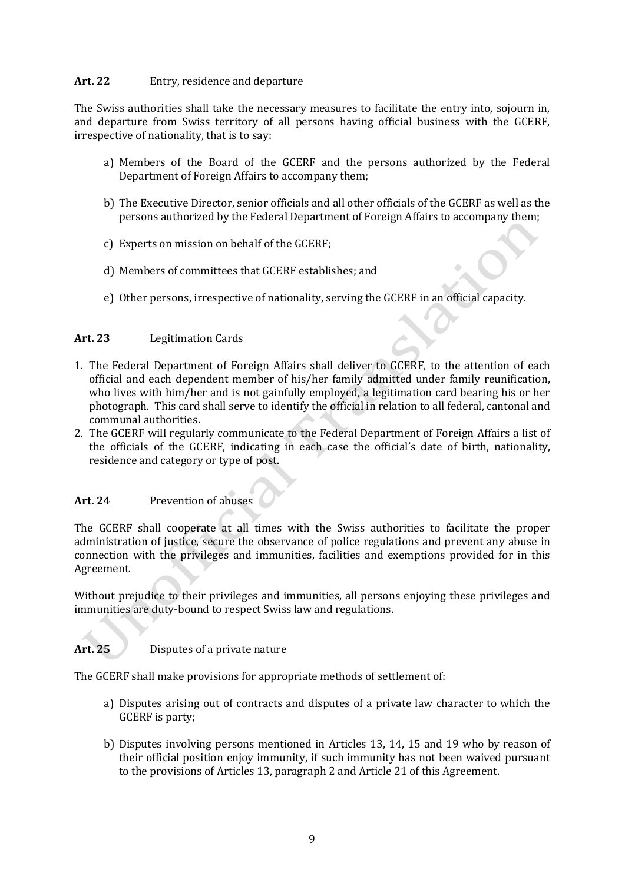**Art. 22** Entry, residence and departure

The Swiss authorities shall take the necessary measures to facilitate the entry into, sojourn in, and departure from Swiss territory of all persons having official business with the GCERF, irrespective of nationality, that is to say:

a) Members of the Board of the GCERF and the persons authorized by the Federal Department of Foreign Affairs to accompany them;

b) The Executive Director, senior officials and all other officials of the GCERF as well as the persons authorized by the Federal Department of Foreign Affairs to accompany them;

c) Experts on mission on behalf of the GCERF;

d) Members of committees that GCERF establishes; and

e) Other persons, irrespective of nationality, serving the GCERF in an official capacity.

**Art. 23** Legitimation Cards

1. The Federal Department of Foreign Affairs shall deliver to GCERF, to the attention of each official and each dependent member of his/her family admitted under family reunification, who lives with him/her and is not gainfully employed, a legitimation card bearing his or her photograph. This card shall serve to identify the official in relation to all federal, cantonal and communal authorities.
2. The GCERF will regularly communicate to the Federal Department of Foreign Affairs a list of the officials of the GCERF, indicating in each case the official's date of birth, nationality, residence and category or type of post.

**Art. 24** Prevention of abuses

The GCERF shall cooperate at all times with the Swiss authorities to facilitate the proper administration of justice, secure the observance of police regulations and prevent any abuse in connection with the privileges and immunities, facilities and exemptions provided for in this Agreement.

Without prejudice to their privileges and immunities, all persons enjoying these privileges and immunities are duty-bound to respect Swiss law and regulations.

**Art. 25** Disputes of a private nature

The GCERF shall make provisions for appropriate methods of settlement of:

a) Disputes arising out of contracts and disputes of a private law character to which the GCERF is party;

b) Disputes involving persons mentioned in Articles 13, 14, 15 and 19 who by reason of their official position enjoy immunity, if such immunity has not been waived pursuant to the provisions of Articles 13, paragraph 2 and Article 21 of this Agreement.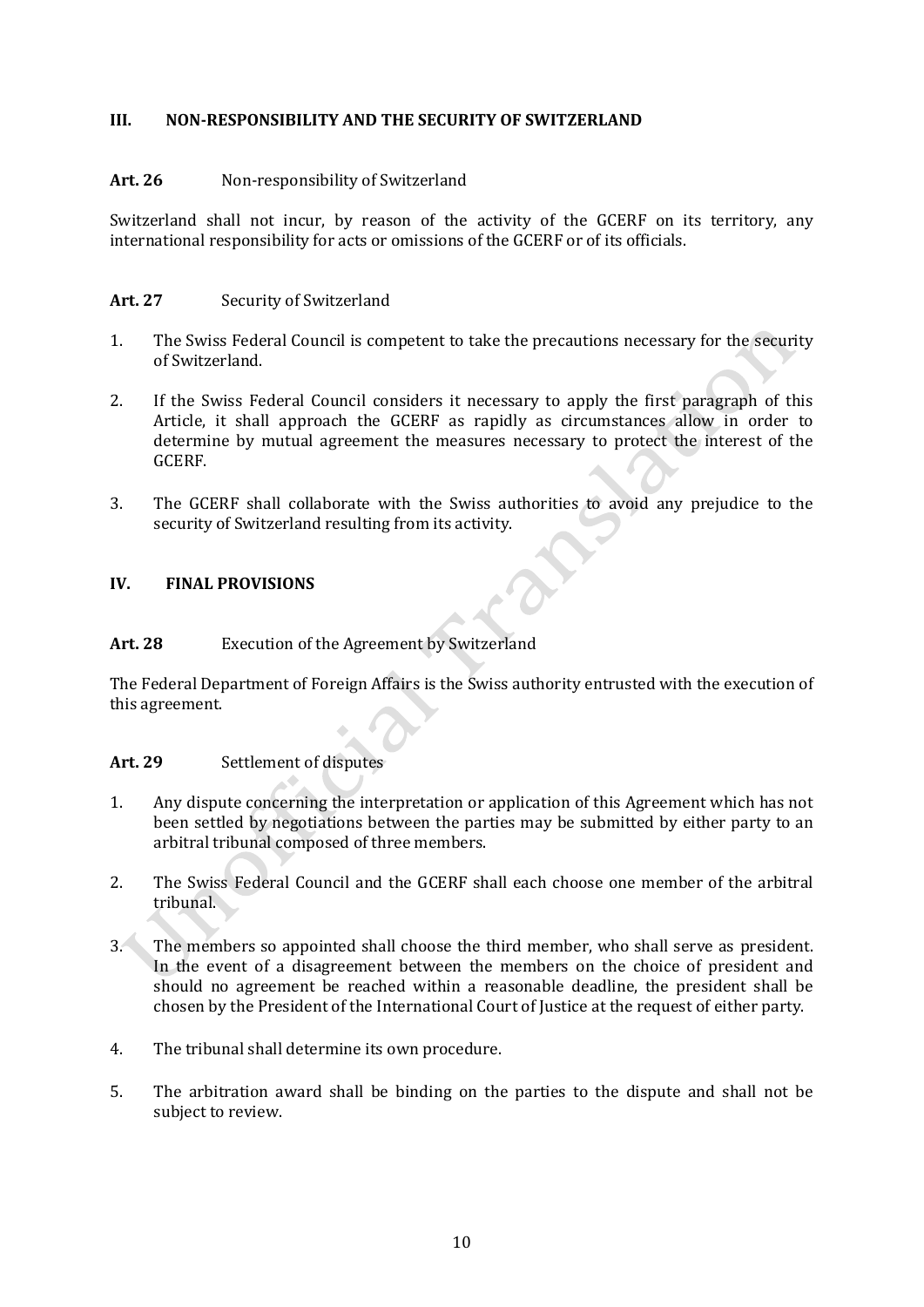## III. NON-RESPONSIBILITY AND THE SECURITY OF SWITZERLAND

**Art. 26** Non-responsibility of Switzerland

Switzerland shall not incur, by reason of the activity of the GCERF on its territory, any international responsibility for acts or omissions of the GCERF or of its officials.

**Art. 27** Security of Switzerland

1. The Swiss Federal Council is competent to take the precautions necessary for the security of Switzerland.

2. If the Swiss Federal Council considers it necessary to apply the first paragraph of this Article, it shall approach the GCERF as rapidly as circumstances allow in order to determine by mutual agreement the measures necessary to protect the interest of the GCERF.

3. The GCERF shall collaborate with the Swiss authorities to avoid any prejudice to the security of Switzerland resulting from its activity.

## IV. FINAL PROVISIONS

**Art. 28** Execution of the Agreement by Switzerland

The Federal Department of Foreign Affairs is the Swiss authority entrusted with the execution of this agreement.

**Art. 29** Settlement of disputes

1. Any dispute concerning the interpretation or application of this Agreement which has not been settled by negotiations between the parties may be submitted by either party to an arbitral tribunal composed of three members.

2. The Swiss Federal Council and the GCERF shall each choose one member of the arbitral tribunal.

3. The members so appointed shall choose the third member, who shall serve as president. In the event of a disagreement between the members on the choice of president and should no agreement be reached within a reasonable deadline, the president shall be chosen by the President of the International Court of Justice at the request of either party.

4. The tribunal shall determine its own procedure.

5. The arbitration award shall be binding on the parties to the dispute and shall not be subject to review.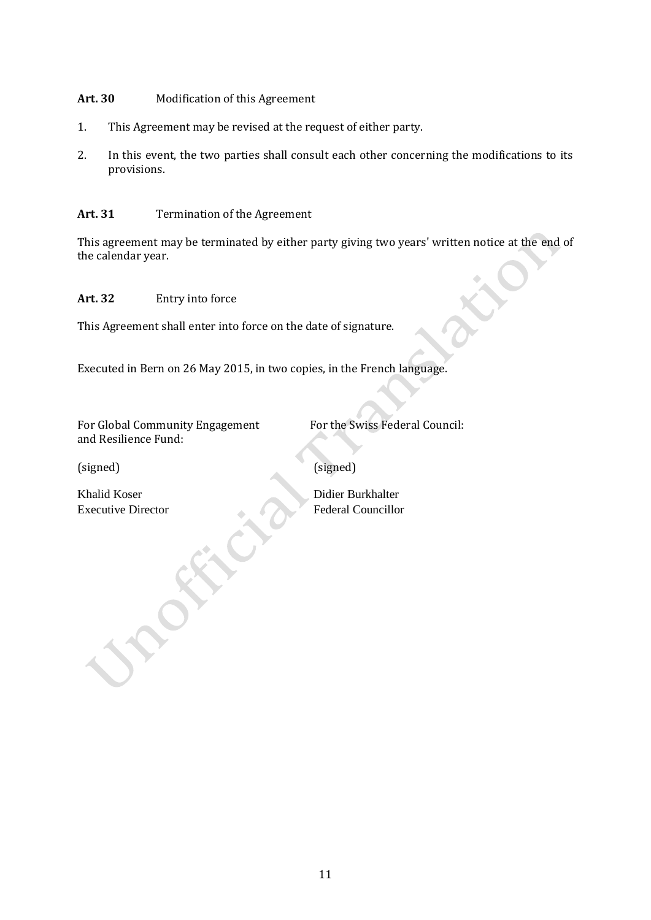**Art. 30** Modification of this Agreement

1. This Agreement may be revised at the request of either party.
2. In this event, the two parties shall consult each other concerning the modifications to its provisions.

**Art. 31** Termination of the Agreement

This agreement may be terminated by either party giving two years' written notice at the end of the calendar year.

**Art. 32** Entry into force

This Agreement shall enter into force on the date of signature.

Executed in Bern on 26 May 2015, in two copies, in the French language.

| | |
|---|---|
| For Global Community Engagement and Resilience Fund: | For the Swiss Federal Council: |
| (signed) | (signed) |
| Khalid Koser<br>Executive Director | Didier Burkhalter<br>Federal Councillor |